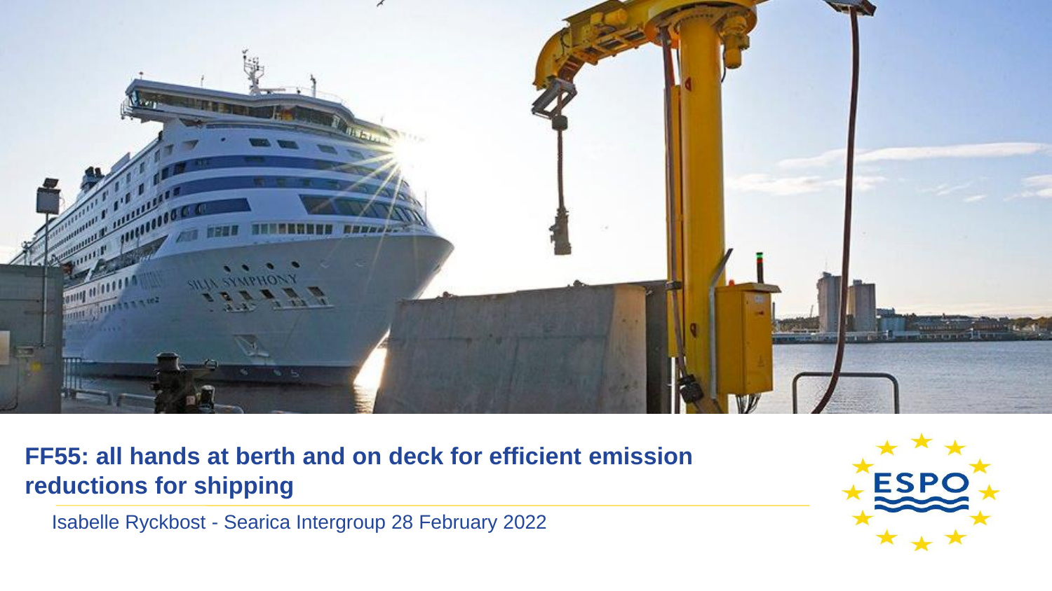# FF55: all hands at berth and on deck for efficient emission reductions for shipping

Isabelle Ryckbost - Searica Intergroup 28 February 2022

ESPO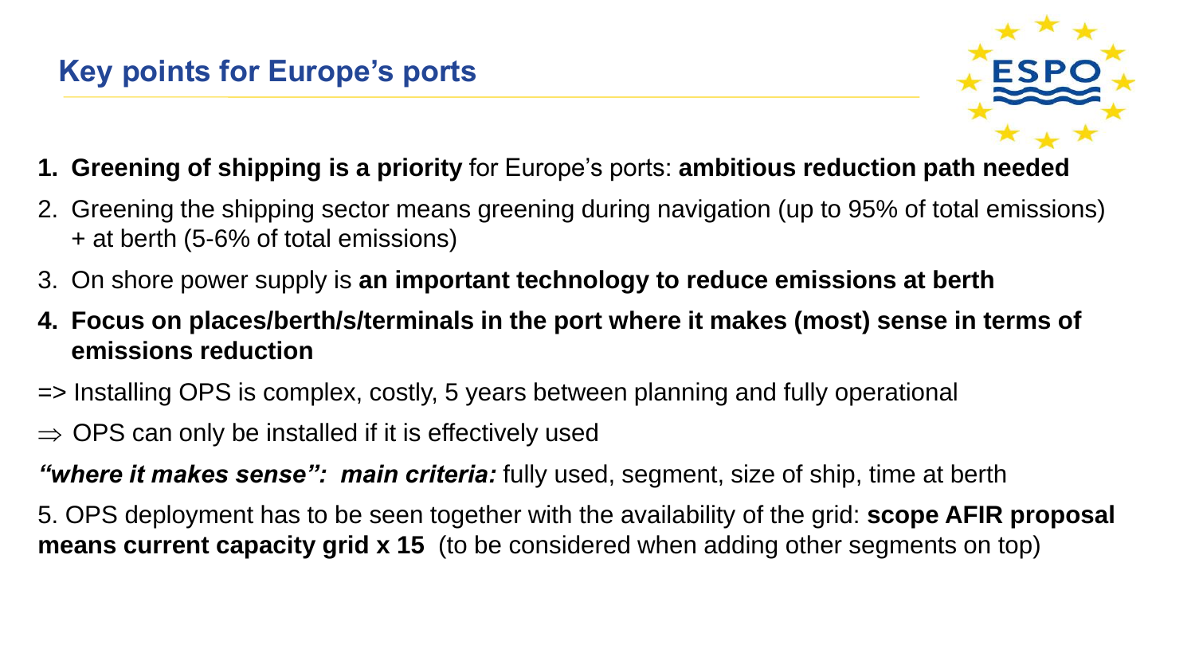## Key points for Europe's ports

1. **Greening of shipping is a priority** for Europe's ports: **ambitious reduction path needed**
2. Greening the shipping sector means greening during navigation (up to 95% of total emissions) + at berth (5-6% of total emissions)
3. On shore power supply is **an important technology to reduce emissions at berth**
4. **Focus on places/berth/s/terminals in the port where it makes (most) sense in terms of emissions reduction**

=> Installing OPS is complex, costly, 5 years between planning and fully operational

$\Rightarrow$ OPS can only be installed if it is effectively used

***"where it makes sense": main criteria:*** fully used, segment, size of ship, time at berth

5. OPS deployment has to be seen together with the availability of the grid: **scope AFIR proposal means current capacity grid x 15** (to be considered when adding other segments on top)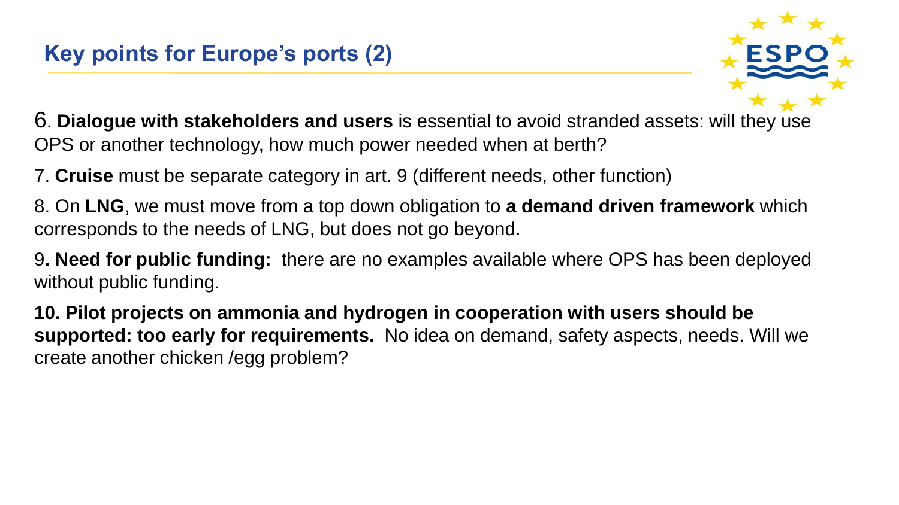## Key points for Europe's ports (2)

6. **Dialogue with stakeholders and users** is essential to avoid stranded assets: will they use OPS or another technology, how much power needed when at berth?

7. **Cruise** must be separate category in art. 9 (different needs, other function)

8. On **LNG**, we must move from a top down obligation to **a demand driven framework** which corresponds to the needs of LNG, but does not go beyond.

9**. Need for public funding:** there are no examples available where OPS has been deployed without public funding.

**10. Pilot projects on ammonia and hydrogen in cooperation with users should be supported: too early for requirements.** No idea on demand, safety aspects, needs. Will we create another chicken /egg problem?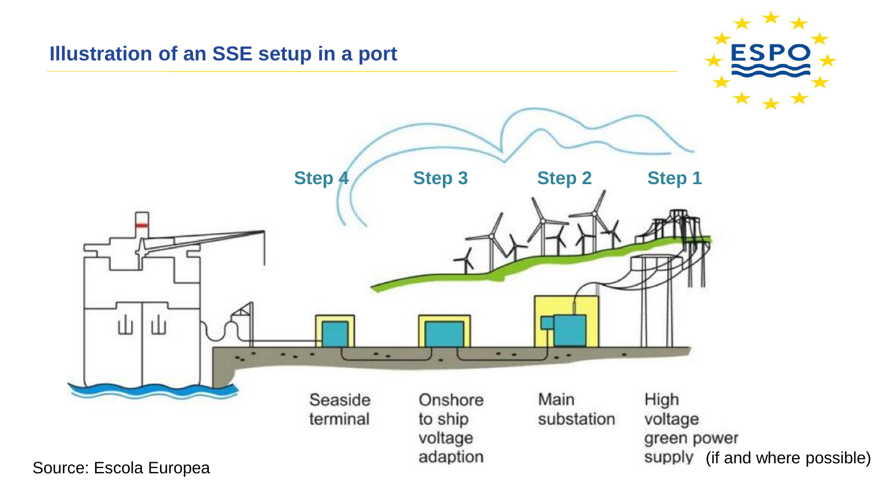## Illustration of an SSE setup in a port

Step 4 | Step 3 | Step 2 | Step 1

Seaside terminal | Onshore to ship voltage adaption | Main substation | High voltage green power supply (if and where possible)

Source: Escola Europea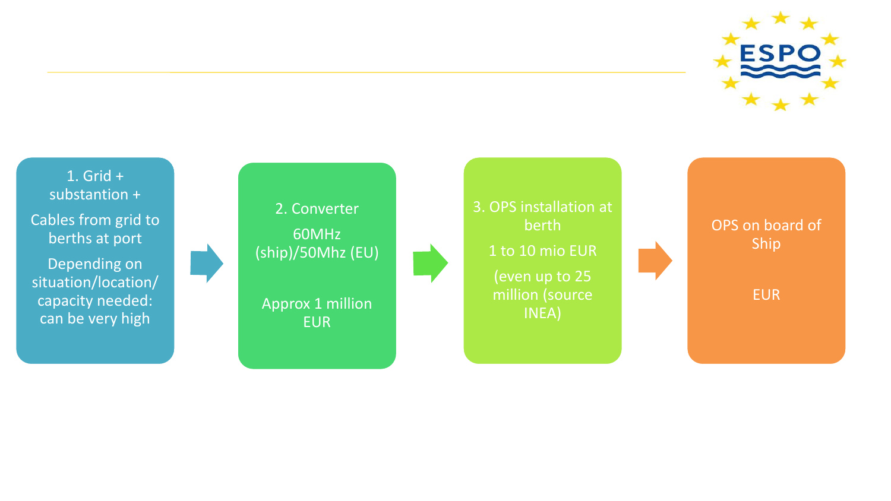1. Grid + substantion +

Cables from grid to berths at port

Depending on situation/location/ capacity needed: can be very high

2. Converter

60MHz (ship)/50Mhz (EU)

Approx 1 million EUR

3. OPS installation at berth

1 to 10 mio EUR

(even up to 25 million (source INEA)

OPS on board of Ship

EUR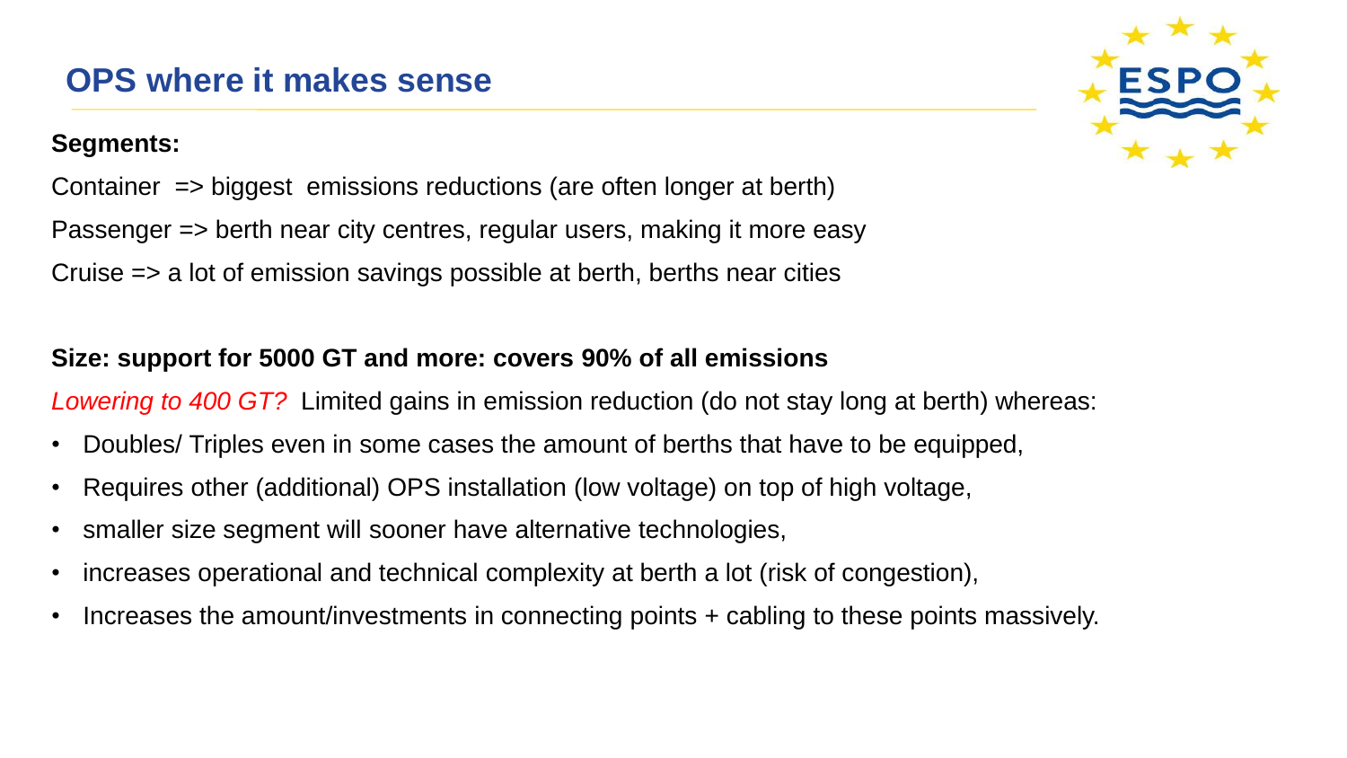## OPS where it makes sense

**Segments:**

Container  => biggest  emissions reductions (are often longer at berth)

Passenger => berth near city centres, regular users, making it more easy

Cruise => a lot of emission savings possible at berth, berths near cities

**Size: support for 5000 GT and more: covers 90% of all emissions**

*Lowering to 400 GT?* Limited gains in emission reduction (do not stay long at berth) whereas:

- Doubles/ Triples even in some cases the amount of berths that have to be equipped,
- Requires other (additional) OPS installation (low voltage) on top of high voltage,
- smaller size segment will sooner have alternative technologies,
- increases operational and technical complexity at berth a lot (risk of congestion),
- Increases the amount/investments in connecting points + cabling to these points massively.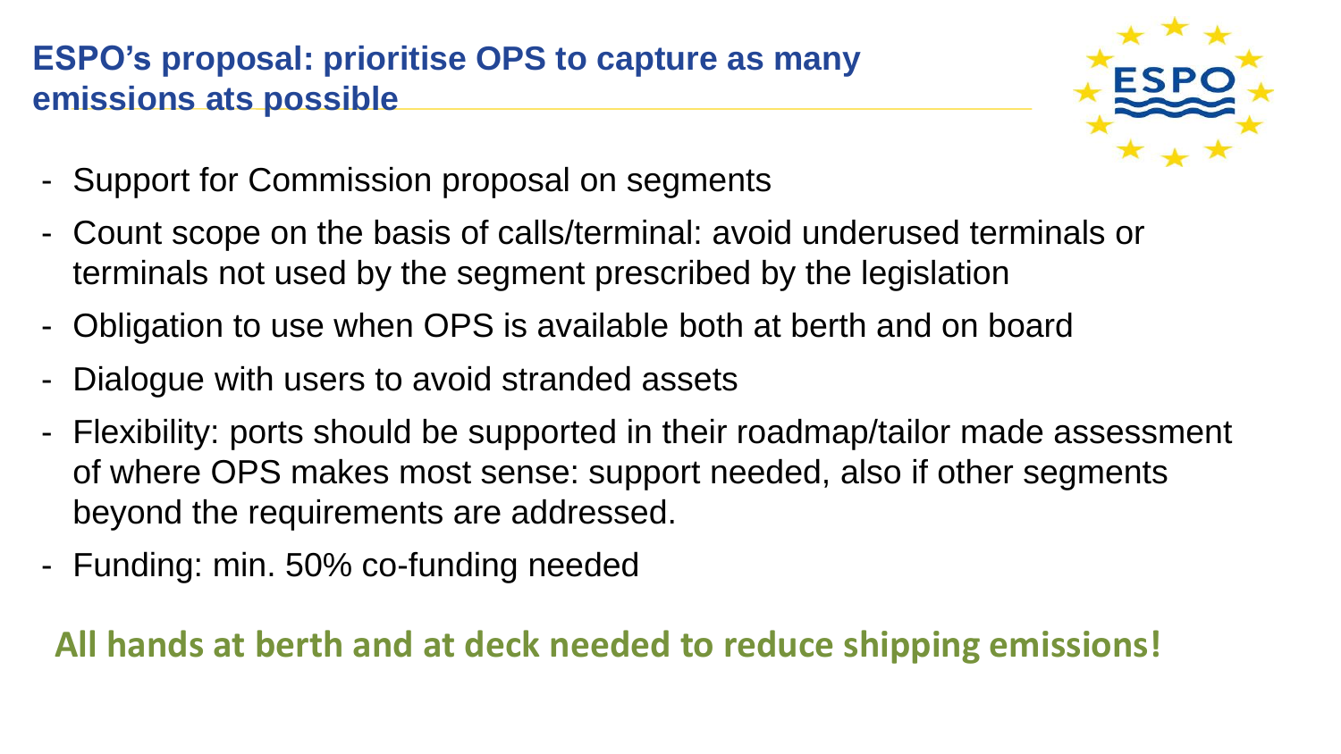## ESPO's proposal: prioritise OPS to capture as many emissions ats possible

- Support for Commission proposal on segments
- Count scope on the basis of calls/terminal: avoid underused terminals or terminals not used by the segment prescribed by the legislation
- Obligation to use when OPS is available both at berth and on board
- Dialogue with users to avoid stranded assets
- Flexibility: ports should be supported in their roadmap/tailor made assessment of where OPS makes most sense: support needed, also if other segments beyond the requirements are addressed.
- Funding: min. 50% co-funding needed

**All hands at berth and at deck needed to reduce shipping emissions!**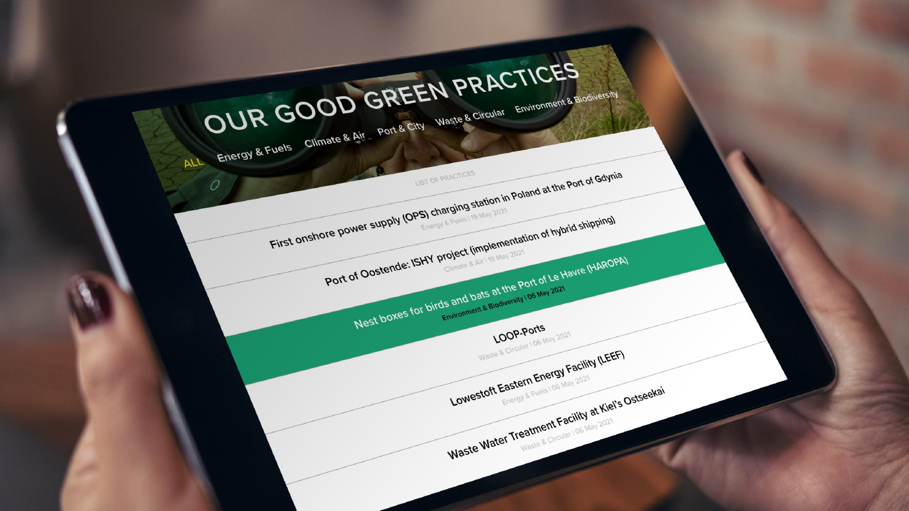# OUR GOOD GREEN PRACTICES

ALL Energy & Fuels Climate & Air Port & City Waste & Circular Environment & Biodiversity

LIST OF PRACTICES

First onshore power supply (OPS) charging station in Poland at the Port of Gdynia
Energy & Fuels | 19 May 2021

Port of Oostende: ISHY project (implementation of hybrid shipping)
Climate & Air | 19 May 2021

Nest boxes for birds and bats at the Port of Le Havre (HAROPA)
Environment & Biodiversity | 06 May 2021

LOOP-Ports
Waste & Circular | 06 May 2021

Lowestoft Eastern Energy Facility (LEEF)
Energy & Fuels | 06 May 2021

Waste Water Treatment Facility at Kiel's Ostseekai
Waste & Circular | 06 May 2021